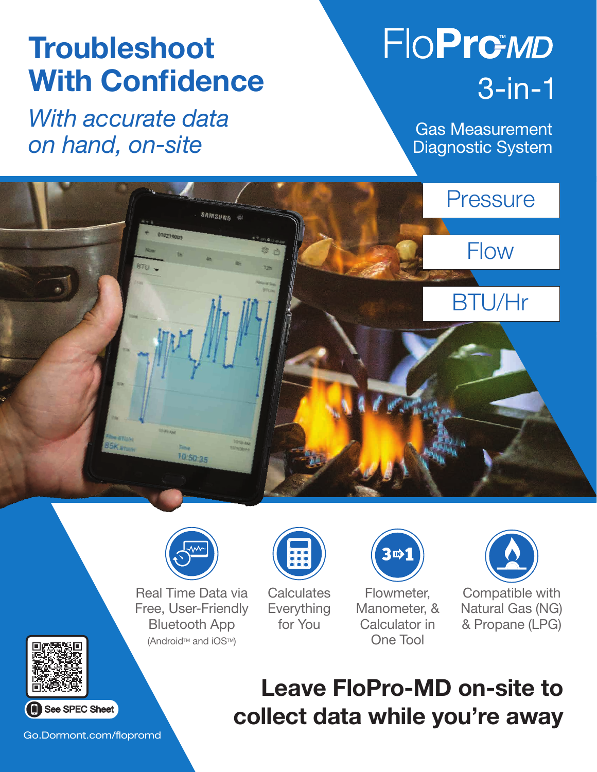# Troubleshoot With Confidence

*With accurate data on hand, on-site*

# FloPro™-MD 3-in-1

Gas Measurement Diagnostic System

- Pressure
- Flow
- BTU/Hr

Real Time Data via Free, User-Friendly Bluetooth App (Android™ and iOS™)

Calculates Everything for You

Flowmeter, Manometer, & Calculator in One Tool

Compatible with Natural Gas (NG) & Propane (LPG)

## Leave FloPro-MD on-site to collect data while you're away

See SPEC Sheet

Go.Dormont.com/flopromd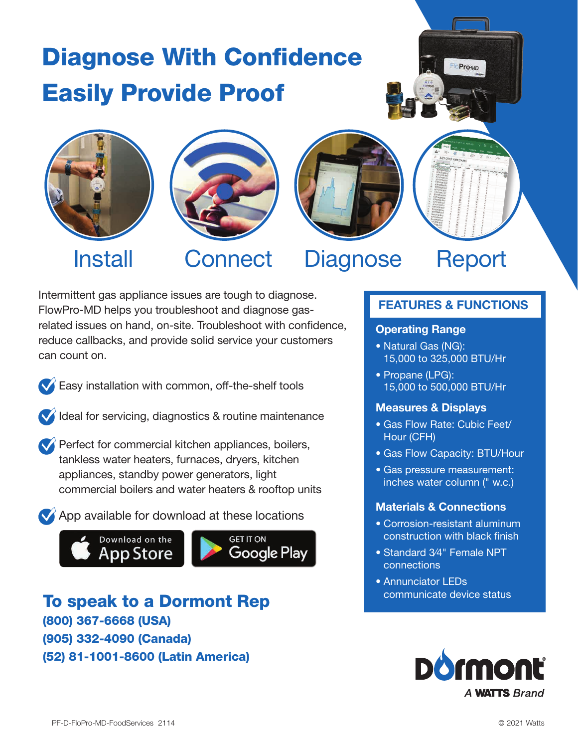# Diagnose With Confidence
# Easily Provide Proof

Install Connect Diagnose Report

Intermittent gas appliance issues are tough to diagnose. FlowPro-MD helps you troubleshoot and diagnose gas-related issues on hand, on-site. Troubleshoot with confidence, reduce callbacks, and provide solid service your customers can count on.

- Easy installation with common, off-the-shelf tools
- Ideal for servicing, diagnostics & routine maintenance
- Perfect for commercial kitchen appliances, boilers, tankless water heaters, furnaces, dryers, kitchen appliances, standby power generators, light commercial boilers and water heaters & rooftop units
- App available for download at these locations

Download on the App Store | GET IT ON Google Play

## To speak to a Dormont Rep

**(800) 367-6668 (USA)**
**(905) 332-4090 (Canada)**
**(52) 81-1001-8600 (Latin America)**

## FEATURES & FUNCTIONS

### Operating Range

- Natural Gas (NG): 15,000 to 325,000 BTU/Hr
- Propane (LPG): 15,000 to 500,000 BTU/Hr

### Measures & Displays

- Gas Flow Rate: Cubic Feet/Hour (CFH)
- Gas Flow Capacity: BTU/Hour
- Gas pressure measurement: inches water column (" w.c.)

### Materials & Connections

- Corrosion-resistant aluminum construction with black finish
- Standard 3⁄4" Female NPT connections
- Annunciator LEDs communicate device status

Dormont
*A WATTS Brand*

PF-D-FloPro-MD-FoodServices 2114

© 2021 Watts